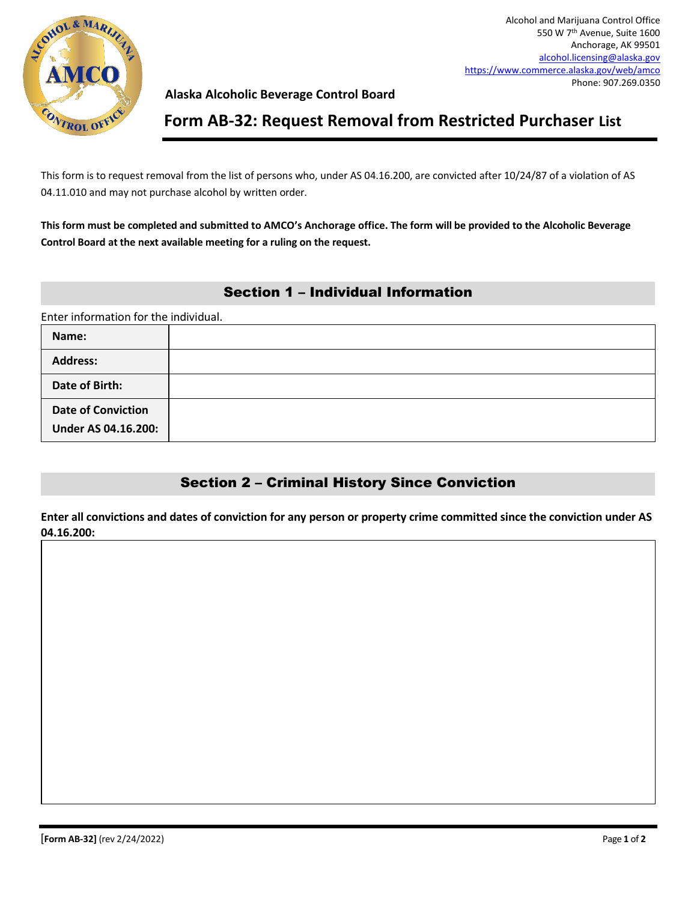Alcohol and Marijuana Control Office
550 W 7th Avenue, Suite 1600
Anchorage, AK 99501
alcohol.licensing@alaska.gov
https://www.commerce.alaska.gov/web/amco
Phone: 907.269.0350

**Alaska Alcoholic Beverage Control Board**

# Form AB-32: Request Removal from Restricted Purchaser List

This form is to request removal from the list of persons who, under AS 04.16.200, are convicted after 10/24/87 of a violation of AS 04.11.010 and may not purchase alcohol by written order.

**This form must be completed and submitted to AMCO's Anchorage office. The form will be provided to the Alcoholic Beverage Control Board at the next available meeting for a ruling on the request.**

## Section 1 – Individual Information

Enter information for the individual.

| | |
|---|---|
| **Name:** | |
| **Address:** | |
| **Date of Birth:** | |
| **Date of Conviction Under AS 04.16.200:** | |

## Section 2 – Criminal History Since Conviction

**Enter all convictions and dates of conviction for any person or property crime committed since the conviction under AS 04.16.200:**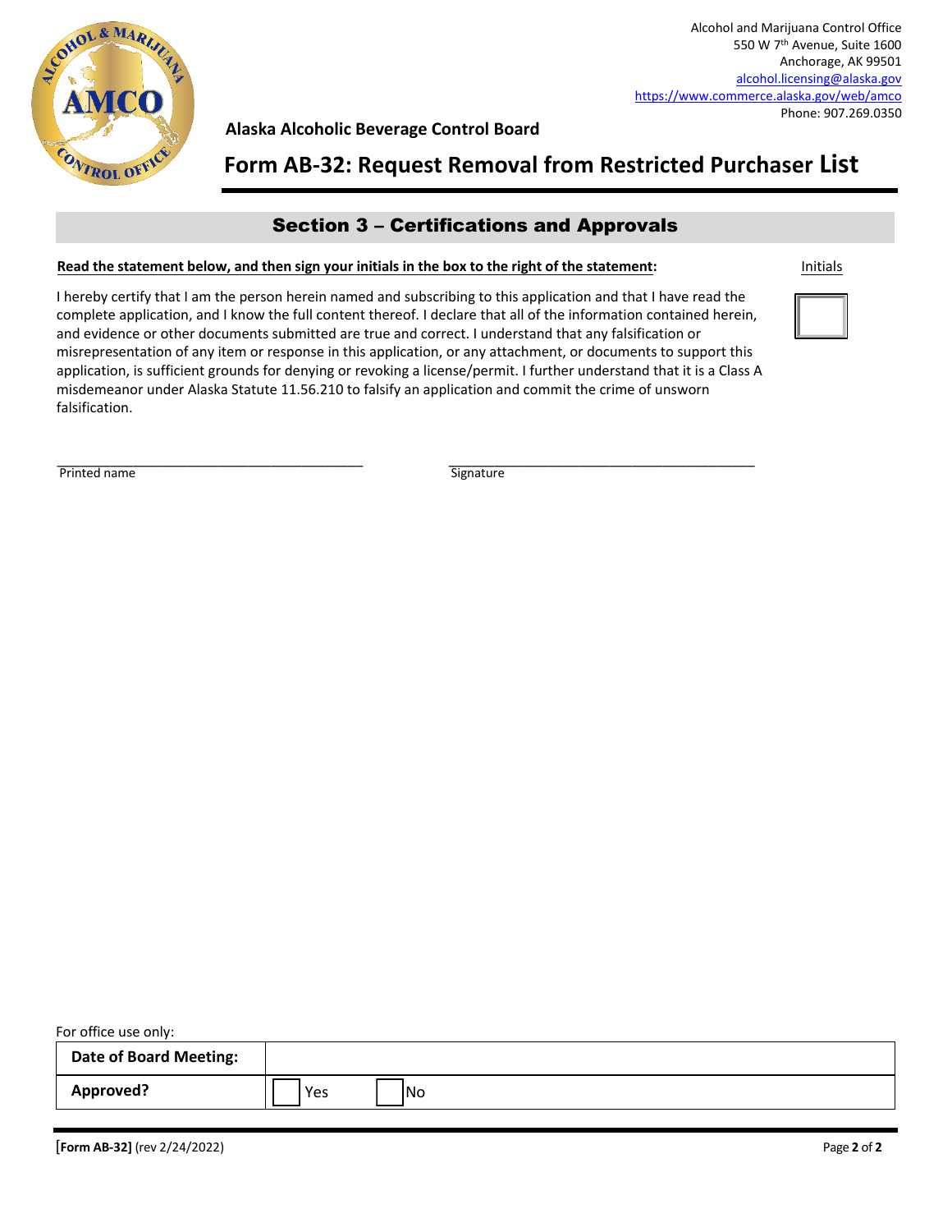Alcohol and Marijuana Control Office
550 W 7th Avenue, Suite 1600
Anchorage, AK 99501
alcohol.licensing@alaska.gov
https://www.commerce.alaska.gov/web/amco
Phone: 907.269.0350

**Alaska Alcoholic Beverage Control Board**

# Form AB-32: Request Removal from Restricted Purchaser List

## Section 3 – Certifications and Approvals

**Read the statement below, and then sign your initials in the box to the right of the statement:**

| | Initials |
|---|---|
| I hereby certify that I am the person herein named and subscribing to this application and that I have read the complete application, and I know the full content thereof. I declare that all of the information contained herein, and evidence or other documents submitted are true and correct. I understand that any falsification or misrepresentation of any item or response in this application, or any attachment, or documents to support this application, is sufficient grounds for denying or revoking a license/permit. I further understand that it is a Class A misdemeanor under Alaska Statute 11.56.210 to falsify an application and commit the crime of unsworn falsification. | |

_______________________________________ Printed name

_______________________________________ Signature

For office use only:

| | |
|---|---|
| **Date of Board Meeting:** | |
| **Approved?** | ☐ Yes ☐ No |